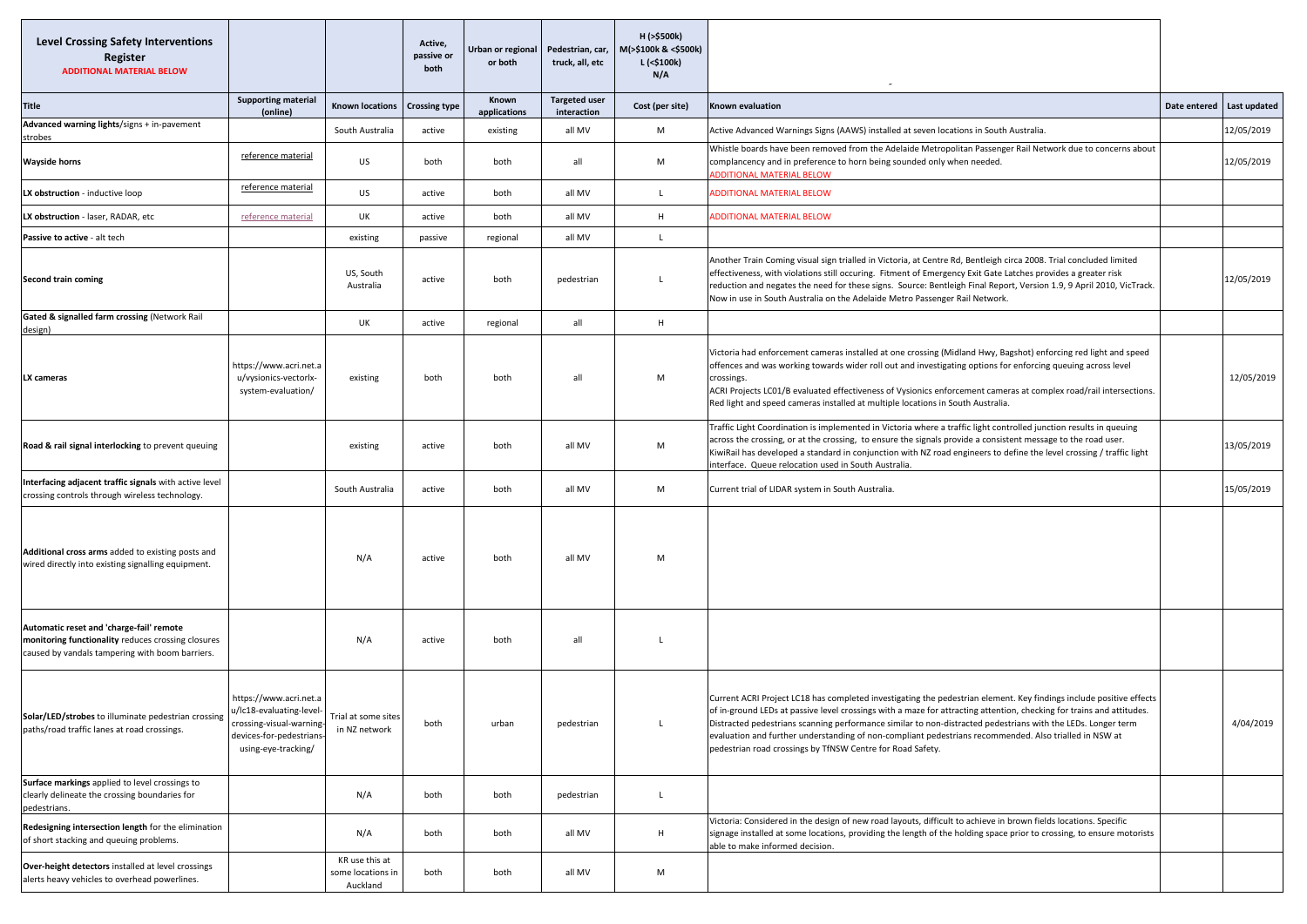| Level Crossing Safety Interventions Register<br>ADDITIONAL MATERIAL BELOW | | | Active, passive or both | Urban or regional or both | Pedestrian, car, truck, all, etc | H (>$500k)<br>M(>$100k & <$500k)<br>L (<$100k)<br>N/A | - | | |
|---|---|---|---|---|---|---|---|---|---|
| **Title** | **Supporting material (online)** | **Known locations** | **Crossing type** | **Known applications** | **Targeted user interaction** | **Cost (per site)** | **Known evaluation** | **Date entered** | **Last updated** |
| **Advanced warning lights**/signs + in-pavement strobes | | South Australia | active | existing | all MV | M | Active Advanced Warnings Signs (AAWS) installed at seven locations in South Australia. | | 12/05/2019 |
| **Wayside horns** | reference material | US | both | both | all | M | Whistle boards have been removed from the Adelaide Metropolitan Passenger Rail Network due to concerns about complancency and in preference to horn being sounded only when needed.<br>ADDITIONAL MATERIAL BELOW | | 12/05/2019 |
| **LX obstruction** - inductive loop | reference material | US | active | both | all MV | L | ADDITIONAL MATERIAL BELOW | | |
| **LX obstruction** - laser, RADAR, etc | reference material | UK | active | both | all MV | H | ADDITIONAL MATERIAL BELOW | | |
| **Passive to active** - alt tech | | existing | passive | regional | all MV | L | | | |
| **Second train coming** | | US, South Australia | active | both | pedestrian | L | Another Train Coming visual sign trialled in Victoria, at Centre Rd, Bentleigh circa 2008. Trial concluded limited effectiveness, with violations still occuring. Fitment of Emergency Exit Gate Latches provides a greater risk reduction and negates the need for these signs. Source: Bentleigh Final Report, Version 1.9, 9 April 2010, VicTrack. Now in use in South Australia on the Adelaide Metro Passenger Rail Network. | | 12/05/2019 |
| **Gated & signalled farm crossing** (Network Rail design) | | UK | active | regional | all | H | | | |
| **LX cameras** | https://www.acri.net.au/vysionics-vectorlx-system-evaluation/ | existing | both | both | all | M | Victoria had enforcement cameras installed at one crossing (Midland Hwy, Bagshot) enforcing red light and speed offences and was working towards wider roll out and investigating options for enforcing queuing across level crossings.<br>ACRI Projects LC01/B evaluated effectiveness of Vysionics enforcement cameras at complex road/rail intersections. Red light and speed cameras installed at multiple locations in South Australia. | | 12/05/2019 |
| **Road & rail signal interlocking** to prevent queuing | | existing | active | both | all MV | M | Traffic Light Coordination is implemented in Victoria where a traffic light controlled junction results in queuing across the crossing, or at the crossing, to ensure the signals provide a consistent message to the road user. KiwiRail has developed a standard in conjunction with NZ road engineers to define the level crossing / traffic light interface. Queue relocation used in South Australia. | | 13/05/2019 |
| **Interfacing adjacent traffic signals** with active level crossing controls through wireless technology. | | South Australia | active | both | all MV | M | Current trial of LIDAR system in South Australia. | | 15/05/2019 |
| **Additional cross arms** added to existing posts and wired directly into existing signalling equipment. | | N/A | active | both | all MV | M | | | |
| **Automatic reset and 'charge-fail' remote monitoring functionality** reduces crossing closures caused by vandals tampering with boom barriers. | | N/A | active | both | all | L | | | |
| **Solar/LED/strobes** to illuminate pedestrian crossing paths/road traffic lanes at road crossings. | https://www.acri.net.au/lc18-evaluating-level-crossing-visual-warning-devices-for-pedestrians-using-eye-tracking/ | Trial at some sites in NZ network | both | urban | pedestrian | L | Current ACRI Project LC18 has completed investigating the pedestrian element. Key findings include positive effects of in-ground LEDs at passive level crossings with a maze for attracting attention, checking for trains and attitudes. Distracted pedestrians scanning performance similar to non-distracted pedestrians with the LEDs. Longer term evaluation and further understanding of non-compliant pedestrians recommended. Also trialled in NSW at pedestrian road crossings by TfNSW Centre for Road Safety. | | 4/04/2019 |
| **Surface markings** applied to level crossings to clearly delineate the crossing boundaries for pedestrians. | | N/A | both | both | pedestrian | L | | | |
| **Redesigning intersection length** for the elimination of short stacking and queuing problems. | | N/A | both | both | all MV | H | Victoria: Considered in the design of new road layouts, difficult to achieve in brown fields locations. Specific signage installed at some locations, providing the length of the holding space prior to crossing, to ensure motorists able to make informed decision. | | |
| **Over-height detectors** installed at level crossings alerts heavy vehicles to overhead powerlines. | | KR use this at some locations in Auckland | both | both | all MV | M | | | |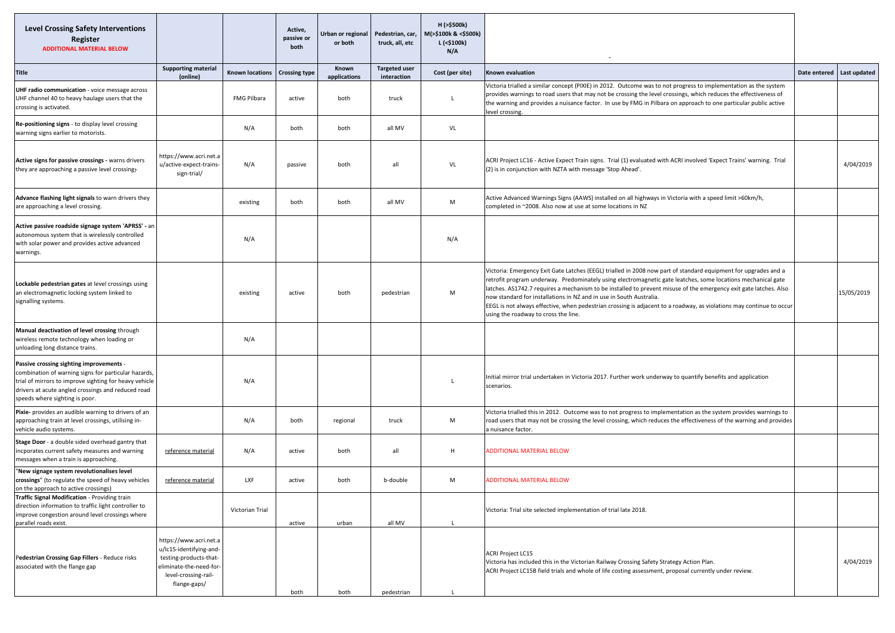| **Level Crossing Safety Interventions Register** ADDITIONAL MATERIAL BELOW | | | Active, passive or both | Urban or regional or both | Pedestrian, car, truck, all, etc | H (>$500k) M(>$100k & <$500k) L (<$100k) N/A | - | | |
|---|---|---|---|---|---|---|---|---|---|
| **Title** | **Supporting material (online)** | **Known locations** | **Crossing type** | **Known applications** | **Targeted user interaction** | **Cost (per site)** | **Known evaluation** | **Date entered** | **Last updated** |
| **UHF radio communication** - voice message across UHF channel 40 to heavy haulage users that the crossing is activated. | | FMG Pilbara | active | both | truck | L | Victoria trialled a similar concept (PIXIE) in 2012. Outcome was to not progress to implementation as the system provides warnings to road users that may not be crossing the level crossings, which reduces the effectiveness of the warning and provides a nuisance factor. In use by FMG in Pilbara on approach to one particular public active level crossing. | | |
| **Re-positioning signs** - to display level crossing warning signs earlier to motorists. | | N/A | both | both | all MV | VL | | | |
| **Active signs for passive crossings -** warns drivers they are approaching a passive level crossing; | https://www.acri.net.au/active-expect-trains-sign-trial/ | N/A | passive | both | all | VL | ACRI Project LC16 - Active Expect Train signs. Trial (1) evaluated with ACRI involved 'Expect Trains' warning. Trial (2) is in conjunction with NZTA with message 'Stop Ahead'. | | 4/04/2019 |
| **Advance flashing light signals** to warn drivers they are approaching a level crossing. | | existing | both | both | all MV | M | Active Advanced Warnings Signs (AAWS) installed on all highways in Victoria with a speed limit >60km/h, completed in ~2008. Also now at use at some locations in NZ | | |
| **Active passive roadside signage system 'APRSS' -** an autonomous system that is wirelessly controlled with solar power and provides active advanced warnings. | | N/A | | | | N/A | | | |
| **Lockable pedestrian gates** at level crossings using an electromagnetic locking system linked to signalling systems. | | existing | active | both | pedestrian | M | Victoria: Emergency Exit Gate Latches (EEGL) trialled in 2008 now part of standard equipment for upgrades and a retrofit program underway. Predominately using electromagnetic gate leatches, some locations mechanical gate latches. AS1742.7 requires a mechanism to be installed to prevent misuse of the emergency exit gate latches. Also now standard for installations in NZ and in use in South Australia. EEGL is not always effective, when pedestrian crossing is adjacent to a roadway, as violations may continue to occur using the roadway to cross the line. | | 15/05/2019 |
| **Manual deactivation of level crossing** through wireless remote technology when loading or unloading long distance trains. | | N/A | | | | | | | |
| **Passive crossing sighting improvements** - combination of warning signs for particular hazards, trial of mirrors to improve sighting for heavy vehicle drivers at acute angled crossings and reduced road speeds where sighting is poor. | | N/A | | | | L | Initial mirror trial undertaken in Victoria 2017. Further work underway to quantify benefits and application scenarios. | | |
| **Pixie-** provides an audible warning to drivers of an approaching train at level crossings, utilising in-vehicle audio systems. | | N/A | both | regional | truck | M | Victoria trialled this in 2012. Outcome was to not progress to implementation as the system provides warnings to road users that may not be crossing the level crossing, which reduces the effectiveness of the warning and provides a nuisance factor. | | |
| **Stage Door** - a double sided overhead gantry that incporates current safety measures and warning messages when a train is approaching. | reference material | N/A | active | both | all | H | ADDITIONAL MATERIAL BELOW | | |
| "**New signage system revolutionalises level crossings**" (to regulate the speed of heavy vehicles on the approach to active crossings) | reference material | LXF | active | both | b-double | M | ADDITIONAL MATERIAL BELOW | | |
| **Traffic Signal Modification** - Providing train direction information to traffic light controller to improve congestion around level crossings where parallel roads exist. | | Victorian Trial | active | urban | all MV | L | Victoria: Trial site selected implementation of trial late 2018. | | |
| Pedestrian Crossing Gap Fillers - Reduce risks associated with the flange gap | https://www.acri.net.au/lc15-identifying-and-testing-products-that-eliminate-the-need-for-level-crossing-rail-flange-gaps/ | | both | both | pedestrian | L | ACRI Project LC15 Victoria has included this in the Victorian Railway Crossing Safety Strategy Action Plan. ACRI Project LC15B field trials and whole of life costing assessment, proposal currently under review. | | 4/04/2019 |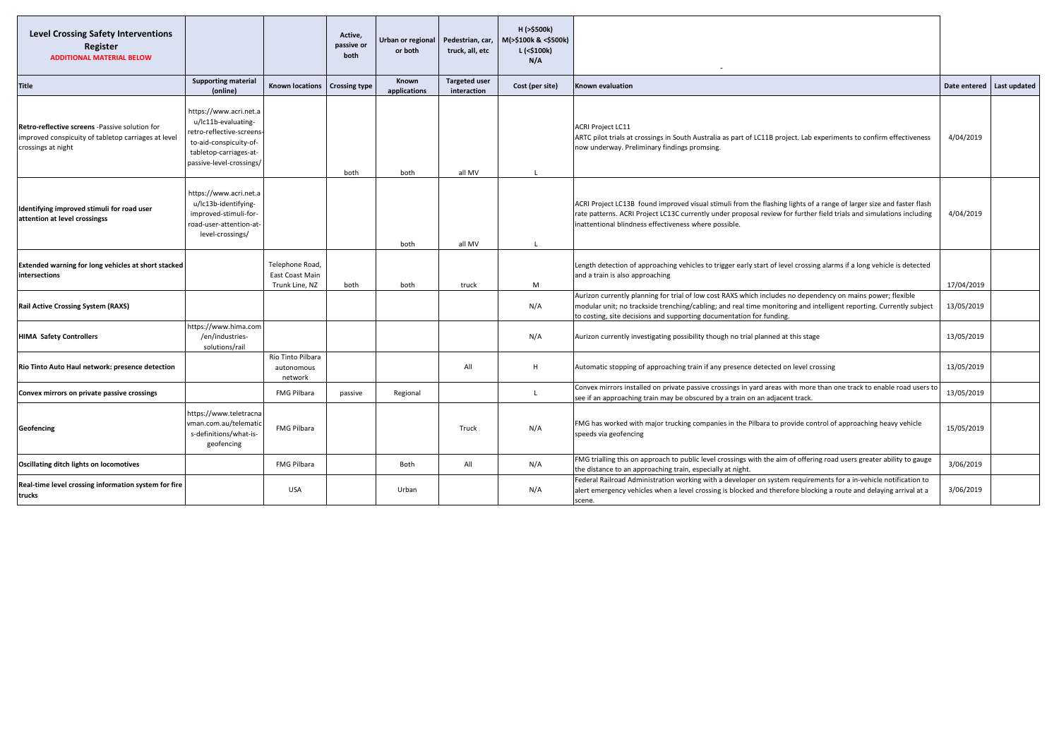| **Level Crossing Safety Interventions Register** **ADDITIONAL MATERIAL BELOW** | | | **Active, passive or both** | **Urban or regional or both** | **Pedestrian, car, truck, all, etc** | **H (>$500k) M(>$100k & <$500k) L (<$100k) N/A** | - | | |
|---|---|---|---|---|---|---|---|---|---|
| **Title** | **Supporting material (online)** | **Known locations** | **Crossing type** | **Known applications** | **Targeted user interaction** | **Cost (per site)** | **Known evaluation** | **Date entered** | **Last updated** |
| **Retro-reflective screens** -Passive solution for improved conspicuity of tabletop carriages at level crossings at night | https://www.acri.net.au/lc11b-evaluating-retro-reflective-screens-to-aid-conspicuity-of-tabletop-carriages-at-passive-level-crossings/ | | both | both | all MV | L | ACRI Project LC11 ARTC pilot trials at crossings in South Australia as part of LC11B project. Lab experiments to confirm effectiveness now underway. Preliminary findings promsing. | 4/04/2019 | |
| **Identifying improved stimuli for road user attention at level crossingss** | https://www.acri.net.au/lc13b-identifying-improved-stimuli-for-road-user-attention-at-level-crossings/ | | | both | all MV | L | ACRI Project LC13B found improved visual stimuli from the flashing lights of a range of larger size and faster flash rate patterns. ACRI Project LC13C currently under proposal review for further field trials and simulations including inattentional blindness effectiveness where possible. | 4/04/2019 | |
| **Extended warning for long vehicles at short stacked intersections** | | Telephone Road, East Coast Main Trunk Line, NZ | both | both | truck | M | Length detection of approaching vehicles to trigger early start of level crossing alarms if a long vehicle is detected and a train is also approaching | 17/04/2019 | |
| **Rail Active Crossing System (RAXS)** | | | | | | N/A | Aurizon currently planning for trial of low cost RAXS which includes no dependency on mains power; flexible modular unit; no trackside trenching/cabling; and real time monitoring and intelligent reporting. Currently subject to costing, site decisions and supporting documentation for funding. | 13/05/2019 | |
| **HIMA Safety Controllers** | https://www.hima.com/en/industries-solutions/rail | | | | | N/A | Aurizon currently investigating possibility though no trial planned at this stage | 13/05/2019 | |
| **Rio Tinto Auto Haul network: presence detection** | | Rio Tinto Pilbara autonomous network | | | All | H | Automatic stopping of approaching train if any presence detected on level crossing | 13/05/2019 | |
| **Convex mirrors on private passive crossings** | | FMG Pilbara | passive | Regional | | L | Convex mirrors installed on private passive crossings in yard areas with more than one track to enable road users to see if an approaching train may be obscured by a train on an adjacent track. | 13/05/2019 | |
| **Geofencing** | https://www.teletracnavman.com.au/telematics-definitions/what-is-geofencing | FMG Pilbara | | | Truck | N/A | FMG has worked with major trucking companies in the Pilbara to provide control of approaching heavy vehicle speeds via geofencing | 15/05/2019 | |
| **Oscillating ditch lights on locomotives** | | FMG Pilbara | | Both | All | N/A | FMG trialling this on approach to public level crossings with the aim of offering road users greater ability to gauge the distance to an approaching train, especially at night. | 3/06/2019 | |
| **Real-time level crossing information system for fire trucks** | | USA | | Urban | | N/A | Federal Railroad Administration working with a developer on system requirements for a in-vehicle notification to alert emergency vehicles when a level crossing is blocked and therefore blocking a route and delaying arrival at a scene. | 3/06/2019 | |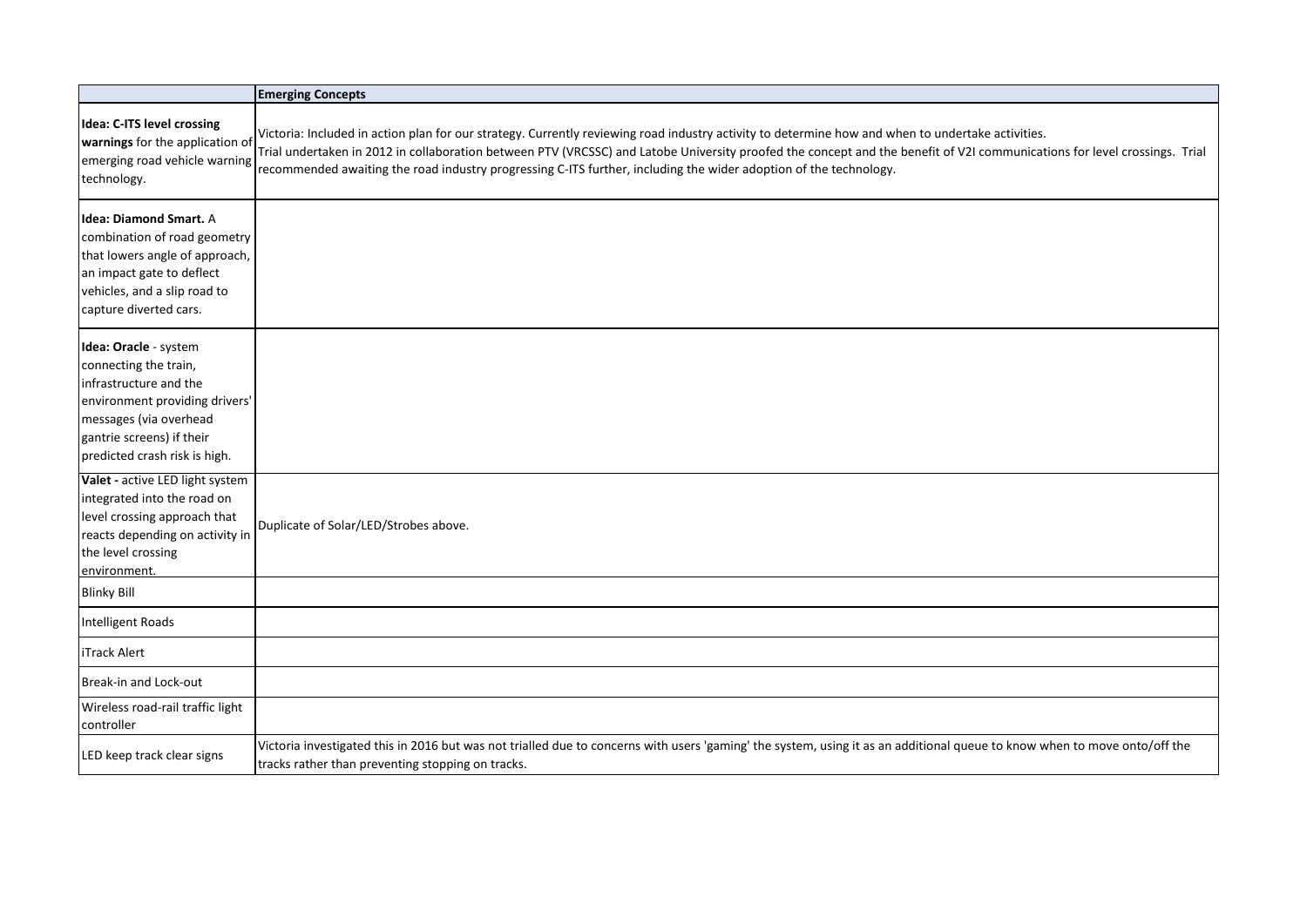| | **Emerging Concepts** |
|---|---|
| **Idea: C-ITS level crossing warnings** for the application of emerging road vehicle warning technology. | Victoria: Included in action plan for our strategy. Currently reviewing road industry activity to determine how and when to undertake activities.<br>Trial undertaken in 2012 in collaboration between PTV (VRCSSC) and Latobe University proofed the concept and the benefit of V2I communications for level crossings. Trial recommended awaiting the road industry progressing C-ITS further, including the wider adoption of the technology. |
| **Idea: Diamond Smart.** A combination of road geometry that lowers angle of approach, an impact gate to deflect vehicles, and a slip road to capture diverted cars. | |
| **Idea: Oracle** - system connecting the train, infrastructure and the environment providing drivers' messages (via overhead gantrie screens) if their predicted crash risk is high. | |
| **Valet -** active LED light system integrated into the road on level crossing approach that reacts depending on activity in the level crossing environment. | Duplicate of Solar/LED/Strobes above. |
| Blinky Bill | |
| Intelligent Roads | |
| iTrack Alert | |
| Break-in and Lock-out | |
| Wireless road-rail traffic light controller | |
| LED keep track clear signs | Victoria investigated this in 2016 but was not trialled due to concerns with users 'gaming' the system, using it as an additional queue to know when to move onto/off the tracks rather than preventing stopping on tracks. |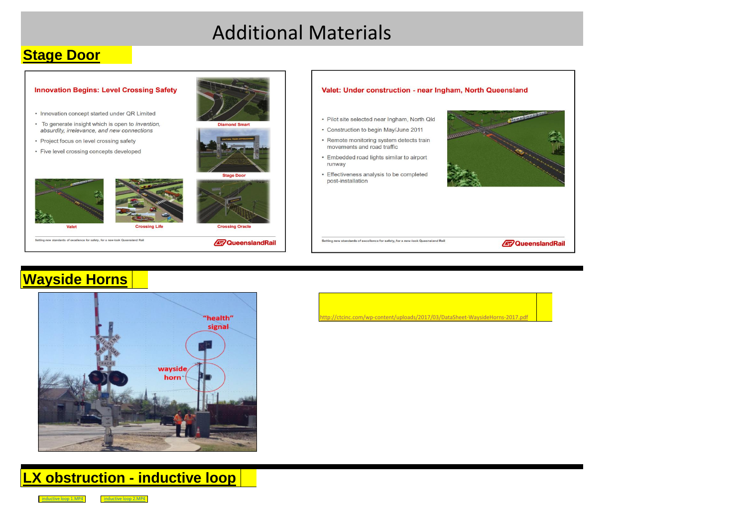# Additional Materials

## Stage Door

**Innovation Begins: Level Crossing Safety**

- Innovation concept started under QR Limited
- To generate insight which is open to *invention, absurdity, irrelevance, and new connections*
- Project focus on level crossing safety
- Five level crossing concepts developed

Diamond Smart

Stage Door

Valet

Crossing Life

Crossing Oracle

Setting new standards of excellence for safety, for a new-look Queensland Rail

QueenslandRail

**Valet: Under construction - near Ingham, North Queensland**

- Pilot site selected near Ingham, North Qld
- Construction to begin May/June 2011
- Remote monitoring system detects train movements and road traffic
- Embedded road lights similar to airport runway
- Effectiveness analysis to be completed post-installation

Setting new standards of excellence for safety, for a new-look Queensland Rail

QueenslandRail

## Wayside Horns

"health" signal

wayside horn

http://ctcinc.com/wp-content/uploads/2017/03/DataSheet-WaysideHorns-2017.pdf

## LX obstruction - inductive loop

inductive loop 1.MP4 | inductive loop 2.MP4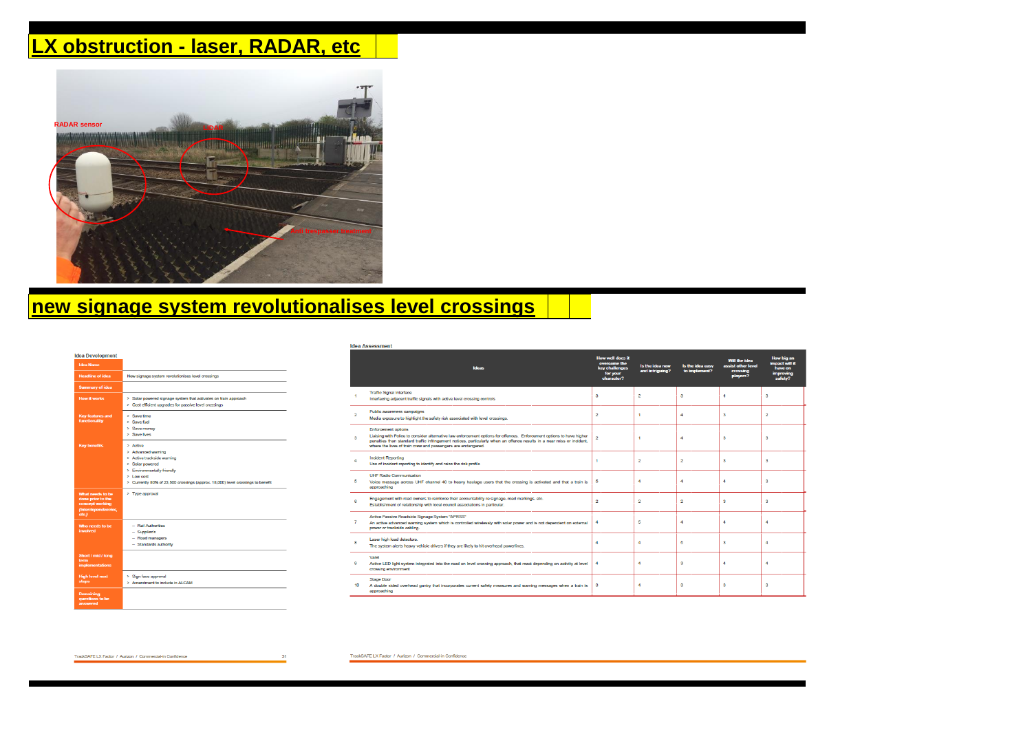# LX obstruction - laser, RADAR, etc

RADAR sensor

LIDAR

Anti trespasser treatment

# new signage system revolutionalises level crossings

**Idea Development**

| | |
|---|---|
| Idea Name | |
| Headline of idea | New signage system revolutionises level crossings |
| Summary of idea | |
| How it works | > Solar powered signage system that activates on train approach<br>> Cost efficient upgrades for passive level crossings |
| Key features and functionality | > Save time<br>> Save fuel<br>> Save money<br>> Save lives |
| Key benefits | > Active<br>> Advanced warning<br>> Active trackside warning<br>> Solar powered<br>> Environmentally friendly<br>> Low cost<br>> Currently 80% of 23,500 crossings (approx. 18,000) level crossings to benefit |
| What needs to be done prior to the concept working (interdependencies, etc.) | > Type approval |
| Who needs to be involved | – Rail Authorities<br>– Suppliers<br>– Road managers<br>– Standards authority |
| Short / mid / long term implementation | |
| High level next steps | > Sign face approval<br>> Amendment to include in ALCAM |
| Remaining questions to be answered | |

TrackSAFE LX Factor / Aurizon / Commercial-in Confidence

**Idea Assessment**

| | Ideas | How well does it overcome the key challenges for your character? | Is the idea new and intriguing? | Is the idea easy to implement? | Will the idea assist other level crossing players? | How big an impact will it have on improving safety? |
|---|---|---|---|---|---|---|
| 1 | Traffic Signal Interface<br>Interfacing adjacent traffic signals with active level crossing controls | 3 | 2 | 3 | 4 | 3 |
| 2 | Public awareness campaigns<br>Media exposure to highlight the safety risk associated with level crossings. | 2 | 1 | 4 | 3 | 2 |
| 3 | Enforcement options<br>Liaising with Police to consider alternative law enforcement options for offences. Enforcement options to have higher penalties than standard traffic infringement notices, particularly when an offence results in a near miss or incident, where the lives of train crew and passengers are endangered. | 2 | 1 | 4 | 3 | 3 |
| 4 | Incident Reporting<br>Use of incident reporting to identify and raise the risk profile | 1 | 2 | 2 | 3 | 3 |
| 5 | UHF Radio Communication<br>Voice message across UHF channel 40 to heavy haulage users that the crossing is activated and that a train is approaching | 5 | 4 | 4 | 4 | 3 |
| 6 | Engagement with road owners to reinforce their accountability re signage, road markings, etc.<br>Establishment of relationship with local council associations in particular. | 2 | 2 | 2 | 3 | 3 |
| 7 | Active Passive Roadside Signage System "APRSS"<br>An active advanced warning system which is controlled wirelessly with solar power and is not dependent on external power or trackside cabling | 4 | 5 | 4 | 4 | 4 |
| 8 | Laser high load detectors.<br>The system alerts heavy vehicle drivers if they are likely to hit overhead powerlines. | 4 | 4 | 5 | 3 | 4 |
| 9 | Valet<br>Active LED light system integrated into the road on level crossing approach, that react depending on activity at level crossing environment | 4 | 4 | 3 | 4 | 4 |
| 10 | Stage Door<br>A double sided overhead gantry that incorporates current safety measures and warning messages when a train is approaching | 3 | 4 | 3 | 3 | 3 |

TrackSAFE LX Factor / Aurizon / Commercial-in Confidence